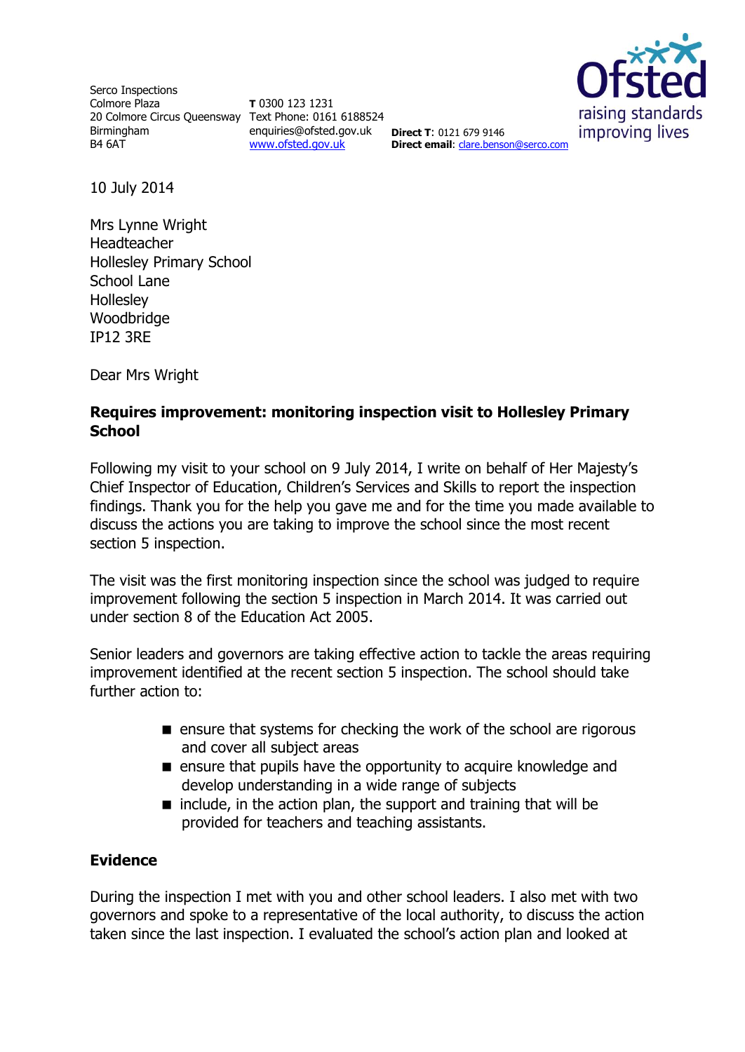Serco Inspections
Colmore Plaza
20 Colmore Circus Queensway
Birmingham
B4 6AT

**T** 0300 123 1231
Text Phone: 0161 6188524
enquiries@ofsted.gov.uk
[www.ofsted.gov.uk](http://www.ofsted.gov.uk)

**Direct T**: 0121 679 9146
**Direct email**: [clare.benson@serco.com](mailto:clare.benson@serco.com)

Ofsted
raising standards
improving lives

10 July 2014

Mrs Lynne Wright
Headteacher
Hollesley Primary School
School Lane
Hollesley
Woodbridge
IP12 3RE

Dear Mrs Wright

**Requires improvement: monitoring inspection visit to Hollesley Primary School**

Following my visit to your school on 9 July 2014, I write on behalf of Her Majesty's Chief Inspector of Education, Children's Services and Skills to report the inspection findings. Thank you for the help you gave me and for the time you made available to discuss the actions you are taking to improve the school since the most recent section 5 inspection.

The visit was the first monitoring inspection since the school was judged to require improvement following the section 5 inspection in March 2014. It was carried out under section 8 of the Education Act 2005.

Senior leaders and governors are taking effective action to tackle the areas requiring improvement identified at the recent section 5 inspection. The school should take further action to:

- ensure that systems for checking the work of the school are rigorous and cover all subject areas
- ensure that pupils have the opportunity to acquire knowledge and develop understanding in a wide range of subjects
- include, in the action plan, the support and training that will be provided for teachers and teaching assistants.

**Evidence**

During the inspection I met with you and other school leaders. I also met with two governors and spoke to a representative of the local authority, to discuss the action taken since the last inspection. I evaluated the school's action plan and looked at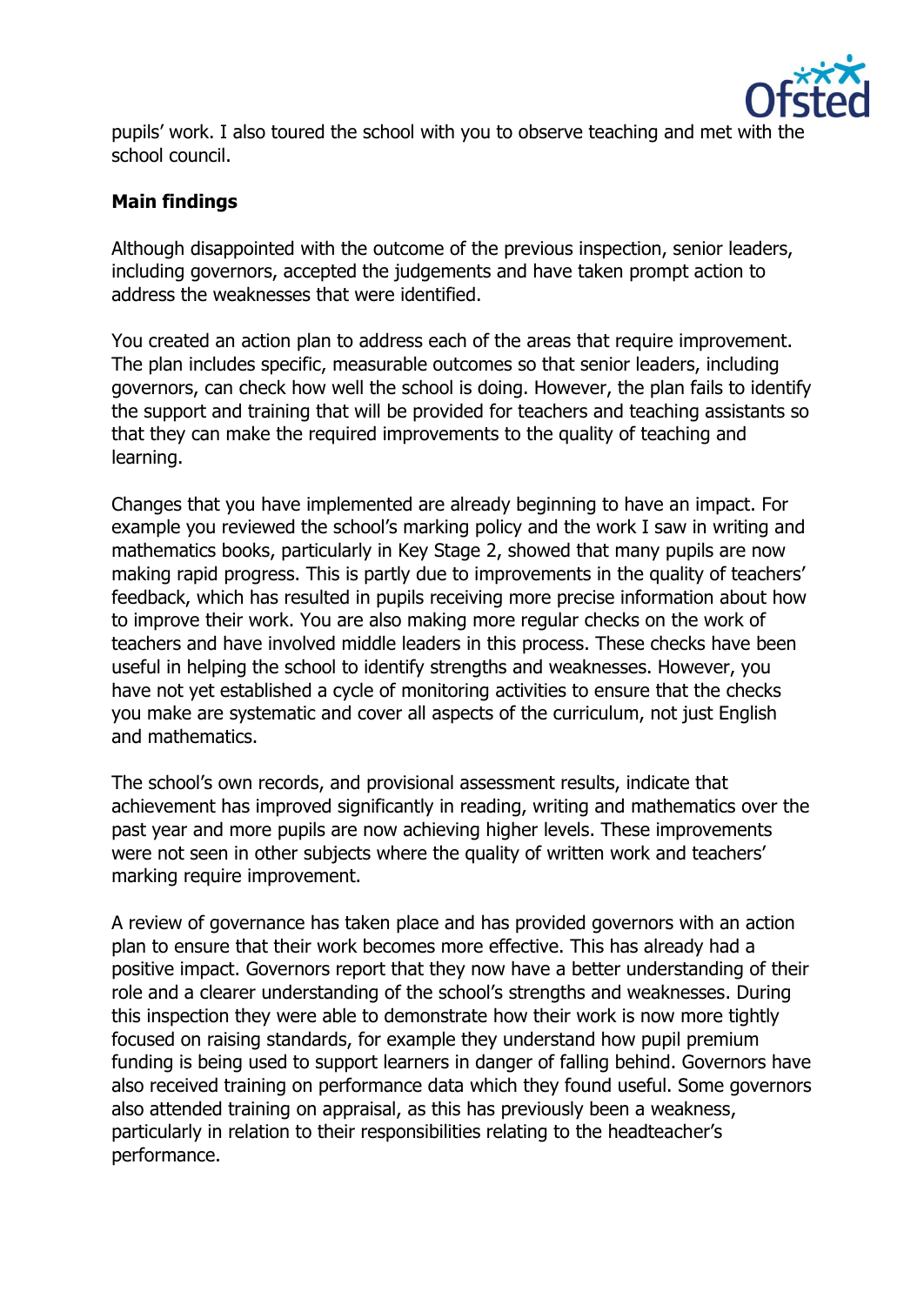pupils' work. I also toured the school with you to observe teaching and met with the school council.

**Main findings**

Although disappointed with the outcome of the previous inspection, senior leaders, including governors, accepted the judgements and have taken prompt action to address the weaknesses that were identified.

You created an action plan to address each of the areas that require improvement. The plan includes specific, measurable outcomes so that senior leaders, including governors, can check how well the school is doing. However, the plan fails to identify the support and training that will be provided for teachers and teaching assistants so that they can make the required improvements to the quality of teaching and learning.

Changes that you have implemented are already beginning to have an impact. For example you reviewed the school's marking policy and the work I saw in writing and mathematics books, particularly in Key Stage 2, showed that many pupils are now making rapid progress. This is partly due to improvements in the quality of teachers' feedback, which has resulted in pupils receiving more precise information about how to improve their work. You are also making more regular checks on the work of teachers and have involved middle leaders in this process. These checks have been useful in helping the school to identify strengths and weaknesses. However, you have not yet established a cycle of monitoring activities to ensure that the checks you make are systematic and cover all aspects of the curriculum, not just English and mathematics.

The school's own records, and provisional assessment results, indicate that achievement has improved significantly in reading, writing and mathematics over the past year and more pupils are now achieving higher levels. These improvements were not seen in other subjects where the quality of written work and teachers' marking require improvement.

A review of governance has taken place and has provided governors with an action plan to ensure that their work becomes more effective. This has already had a positive impact. Governors report that they now have a better understanding of their role and a clearer understanding of the school's strengths and weaknesses. During this inspection they were able to demonstrate how their work is now more tightly focused on raising standards, for example they understand how pupil premium funding is being used to support learners in danger of falling behind. Governors have also received training on performance data which they found useful. Some governors also attended training on appraisal, as this has previously been a weakness, particularly in relation to their responsibilities relating to the headteacher's performance.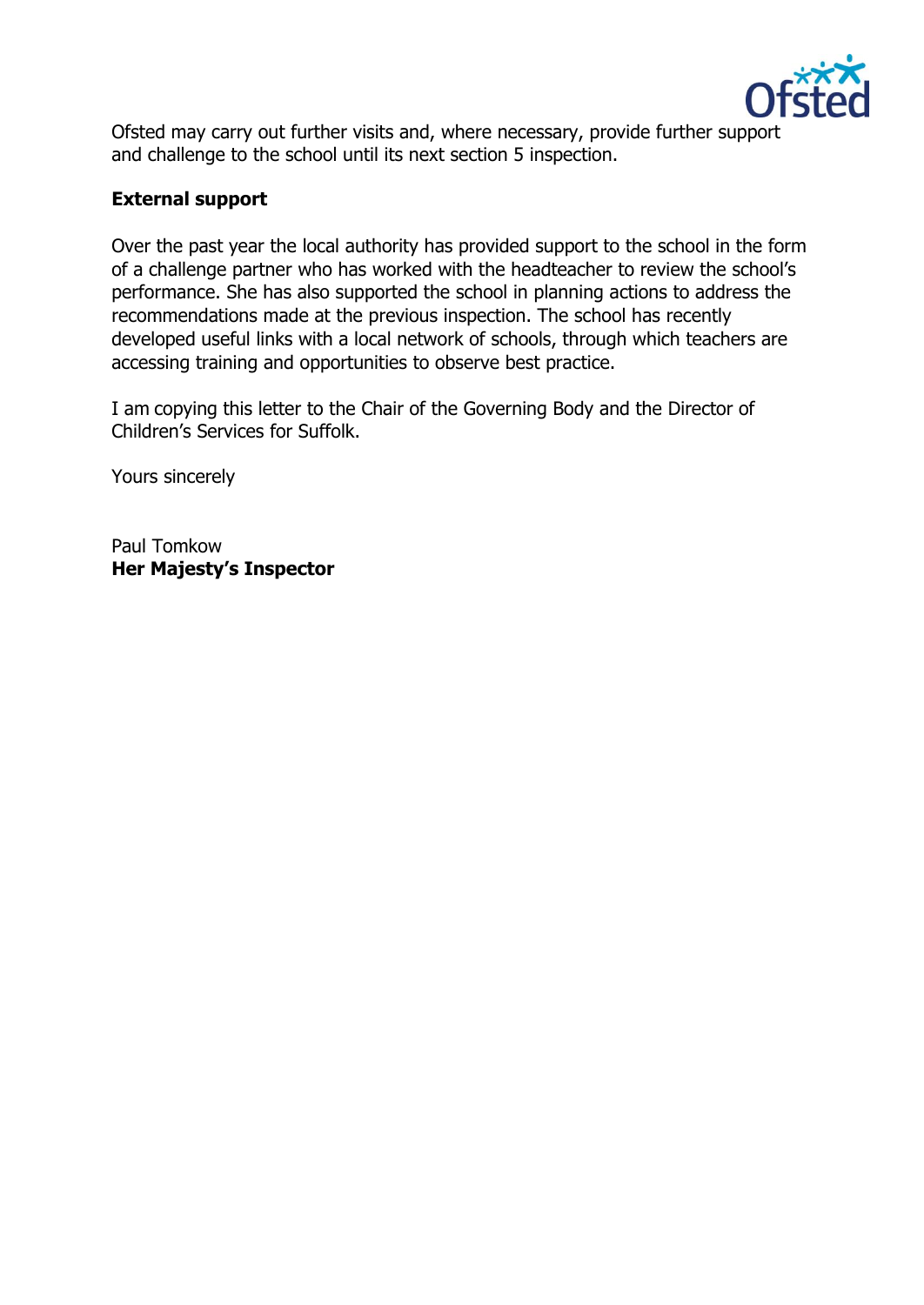Ofsted may carry out further visits and, where necessary, provide further support and challenge to the school until its next section 5 inspection.

## External support

Over the past year the local authority has provided support to the school in the form of a challenge partner who has worked with the headteacher to review the school's performance. She has also supported the school in planning actions to address the recommendations made at the previous inspection. The school has recently developed useful links with a local network of schools, through which teachers are accessing training and opportunities to observe best practice.

I am copying this letter to the Chair of the Governing Body and the Director of Children's Services for Suffolk.

Yours sincerely

Paul Tomkow
**Her Majesty's Inspector**